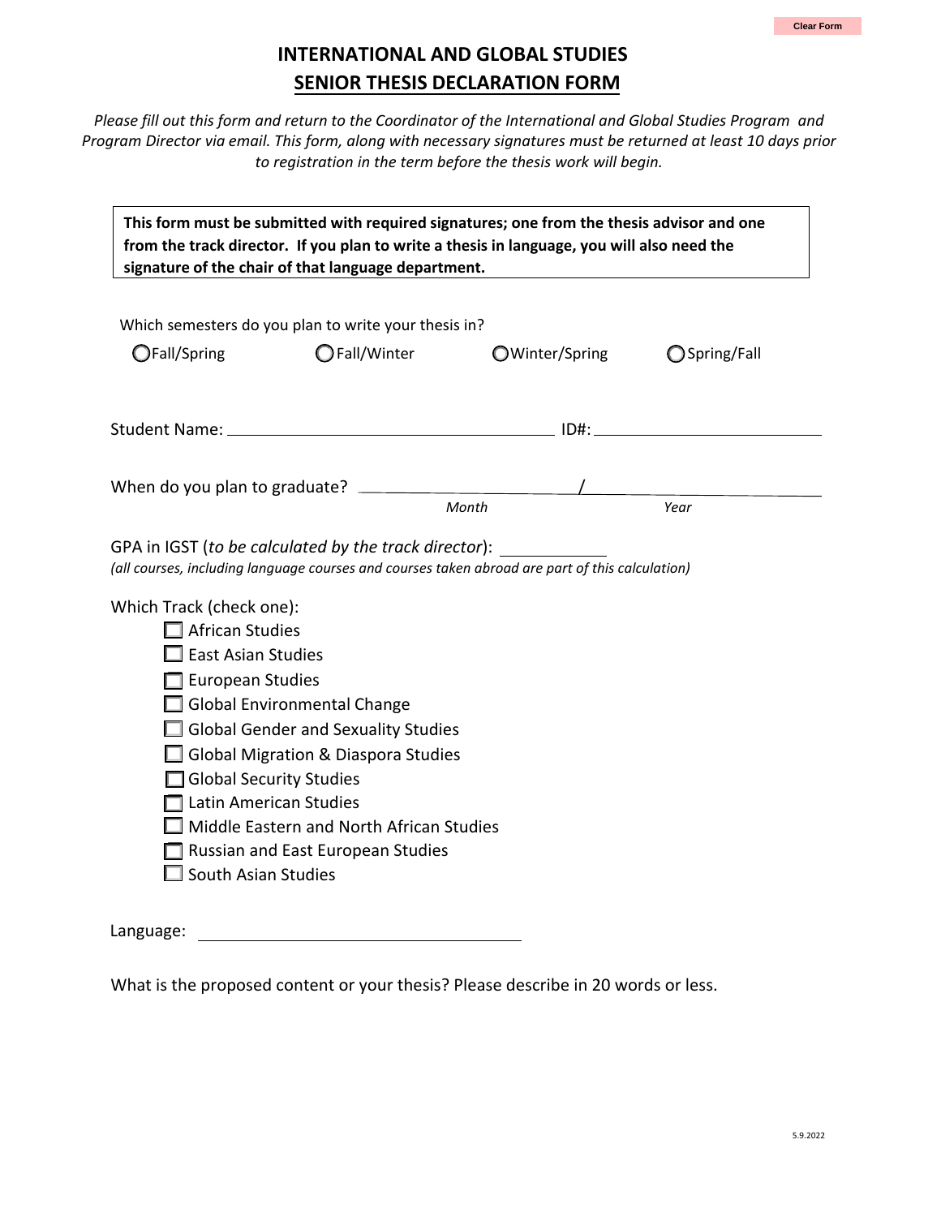# INTERNATIONAL AND GLOBAL STUDIES

## SENIOR THESIS DECLARATION FORM

*Please fill out this form and return to the Coordinator of the International and Global Studies Program and Program Director via email. This form, along with necessary signatures must be returned at least 10 days prior to registration in the term before the thesis work will begin.*

**This form must be submitted with required signatures; one from the thesis advisor and one from the track director. If you plan to write a thesis in language, you will also need the signature of the chair of that language department.**

Which semesters do you plan to write your thesis in?

- ◯ Fall/Spring
- ◯ Fall/Winter
- ◯ Winter/Spring
- ◯ Spring/Fall

Student Name: ______________________________ ID#: ____________________

When do you plan to graduate? ____________________ / ____________________
*Month* *Year*

GPA in IGST (*to be calculated by the track director*): __________
*(all courses, including language courses and courses taken abroad are part of this calculation)*

Which Track (check one):

- ☐ African Studies
- ☐ East Asian Studies
- ☐ European Studies
- ☐ Global Environmental Change
- ☐ Global Gender and Sexuality Studies
- ☐ Global Migration & Diaspora Studies
- ☐ Global Security Studies
- ☐ Latin American Studies
- ☐ Middle Eastern and North African Studies
- ☐ Russian and East European Studies
- ☐ South Asian Studies

Language: ______________________________

What is the proposed content or your thesis? Please describe in 20 words or less.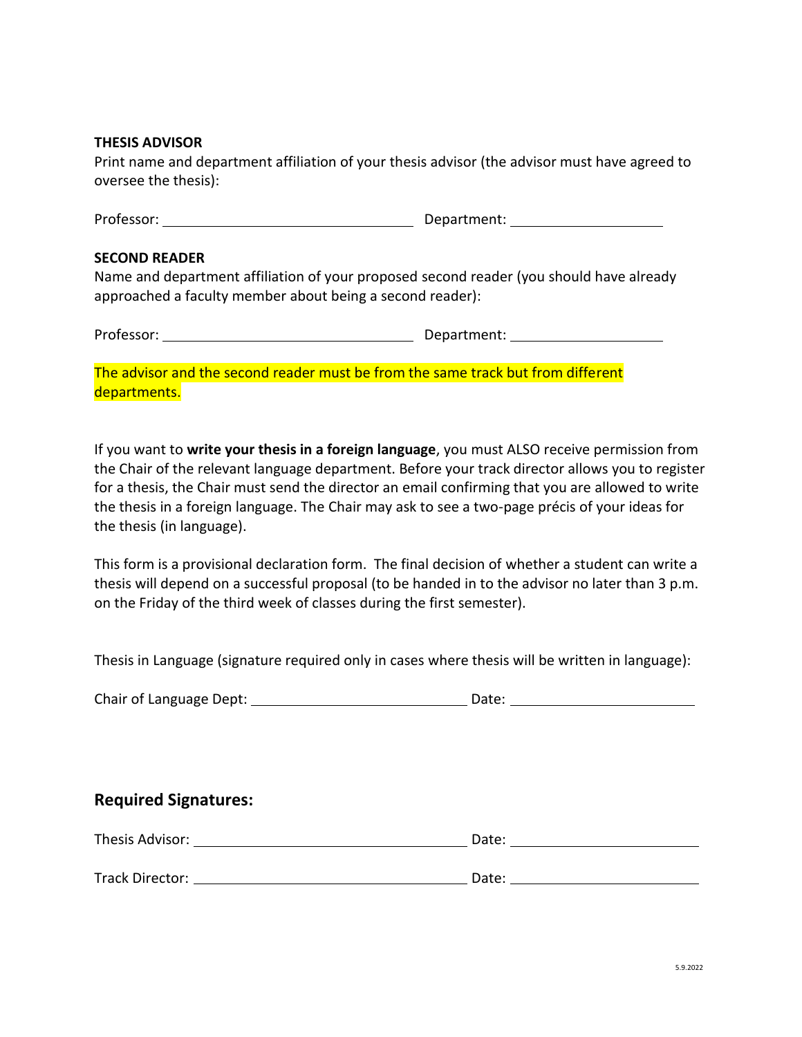**THESIS ADVISOR**

Print name and department affiliation of your thesis advisor (the advisor must have agreed to oversee the thesis):

Professor: ______________________________ Department: ____________________

**SECOND READER**

Name and department affiliation of your proposed second reader (you should have already approached a faculty member about being a second reader):

Professor: ______________________________ Department: ____________________

The advisor and the second reader must be from the same track but from different departments.

If you want to **write your thesis in a foreign language**, you must ALSO receive permission from the Chair of the relevant language department. Before your track director allows you to register for a thesis, the Chair must send the director an email confirming that you are allowed to write the thesis in a foreign language. The Chair may ask to see a two-page précis of your ideas for the thesis (in language).

This form is a provisional declaration form. The final decision of whether a student can write a thesis will depend on a successful proposal (to be handed in to the advisor no later than 3 p.m. on the Friday of the third week of classes during the first semester).

Thesis in Language (signature required only in cases where thesis will be written in language):

Chair of Language Dept: ____________________________ Date: ________________________

## Required Signatures:

Thesis Advisor: ___________________________________ Date: ________________________

Track Director: ___________________________________ Date: ________________________

5.9.2022